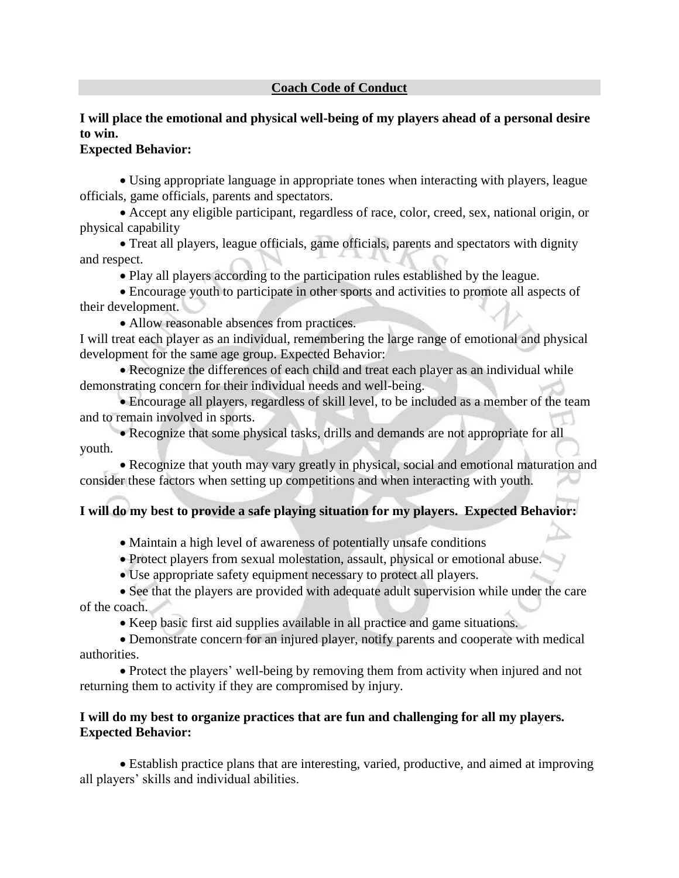## Coach Code of Conduct

**I will place the emotional and physical well-being of my players ahead of a personal desire to win.**
**Expected Behavior:**

- Using appropriate language in appropriate tones when interacting with players, league officials, game officials, parents and spectators.
- Accept any eligible participant, regardless of race, color, creed, sex, national origin, or physical capability
- Treat all players, league officials, game officials, parents and spectators with dignity and respect.
- Play all players according to the participation rules established by the league.
- Encourage youth to participate in other sports and activities to promote all aspects of their development.
- Allow reasonable absences from practices.

I will treat each player as an individual, remembering the large range of emotional and physical development for the same age group. Expected Behavior:

- Recognize the differences of each child and treat each player as an individual while demonstrating concern for their individual needs and well-being.
- Encourage all players, regardless of skill level, to be included as a member of the team and to remain involved in sports.
- Recognize that some physical tasks, drills and demands are not appropriate for all youth.
- Recognize that youth may vary greatly in physical, social and emotional maturation and consider these factors when setting up competitions and when interacting with youth.

**I will do my best to provide a safe playing situation for my players. Expected Behavior:**

- Maintain a high level of awareness of potentially unsafe conditions
- Protect players from sexual molestation, assault, physical or emotional abuse.
- Use appropriate safety equipment necessary to protect all players.
- See that the players are provided with adequate adult supervision while under the care of the coach.
- Keep basic first aid supplies available in all practice and game situations.
- Demonstrate concern for an injured player, notify parents and cooperate with medical authorities.
- Protect the players' well-being by removing them from activity when injured and not returning them to activity if they are compromised by injury.

**I will do my best to organize practices that are fun and challenging for all my players.**
**Expected Behavior:**

- Establish practice plans that are interesting, varied, productive, and aimed at improving all players' skills and individual abilities.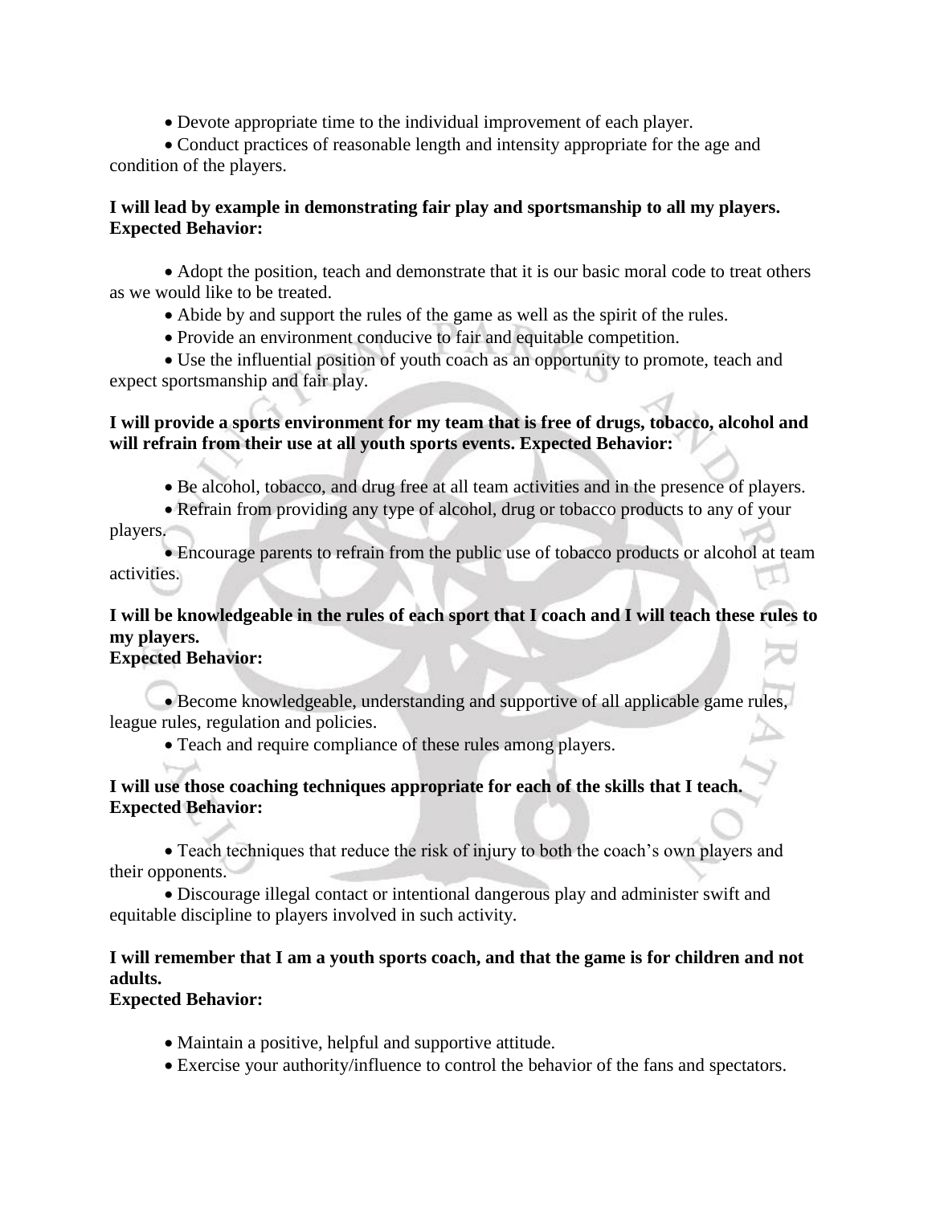- Devote appropriate time to the individual improvement of each player.
- Conduct practices of reasonable length and intensity appropriate for the age and condition of the players.

**I will lead by example in demonstrating fair play and sportsmanship to all my players. Expected Behavior:**

- Adopt the position, teach and demonstrate that it is our basic moral code to treat others as we would like to be treated.
- Abide by and support the rules of the game as well as the spirit of the rules.
- Provide an environment conducive to fair and equitable competition.
- Use the influential position of youth coach as an opportunity to promote, teach and expect sportsmanship and fair play.

**I will provide a sports environment for my team that is free of drugs, tobacco, alcohol and will refrain from their use at all youth sports events. Expected Behavior:**

- Be alcohol, tobacco, and drug free at all team activities and in the presence of players.
- Refrain from providing any type of alcohol, drug or tobacco products to any of your players.
- Encourage parents to refrain from the public use of tobacco products or alcohol at team activities.

**I will be knowledgeable in the rules of each sport that I coach and I will teach these rules to my players.**
**Expected Behavior:**

- Become knowledgeable, understanding and supportive of all applicable game rules, league rules, regulation and policies.
- Teach and require compliance of these rules among players.

**I will use those coaching techniques appropriate for each of the skills that I teach. Expected Behavior:**

- Teach techniques that reduce the risk of injury to both the coach's own players and their opponents.
- Discourage illegal contact or intentional dangerous play and administer swift and equitable discipline to players involved in such activity.

**I will remember that I am a youth sports coach, and that the game is for children and not adults.**
**Expected Behavior:**

- Maintain a positive, helpful and supportive attitude.
- Exercise your authority/influence to control the behavior of the fans and spectators.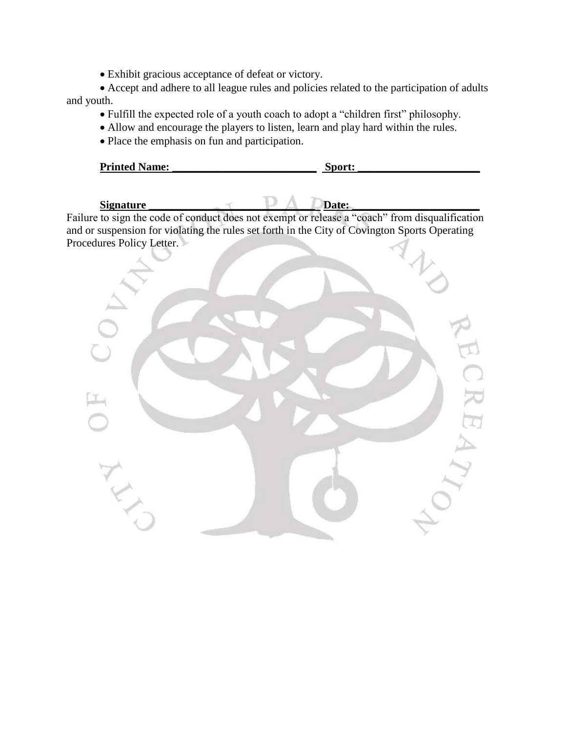- Exhibit gracious acceptance of defeat or victory.
- Accept and adhere to all league rules and policies related to the participation of adults and youth.
- Fulfill the expected role of a youth coach to adopt a “children first” philosophy.
- Allow and encourage the players to listen, learn and play hard within the rules.
- Place the emphasis on fun and participation.

**Printed Name: ___________________________ Sport: ______________________**

**Signature _______________________________ Date: ______________________**

Failure to sign the code of conduct does not exempt or release a “coach” from disqualification and or suspension for violating the rules set forth in the City of Covington Sports Operating Procedures Policy Letter.